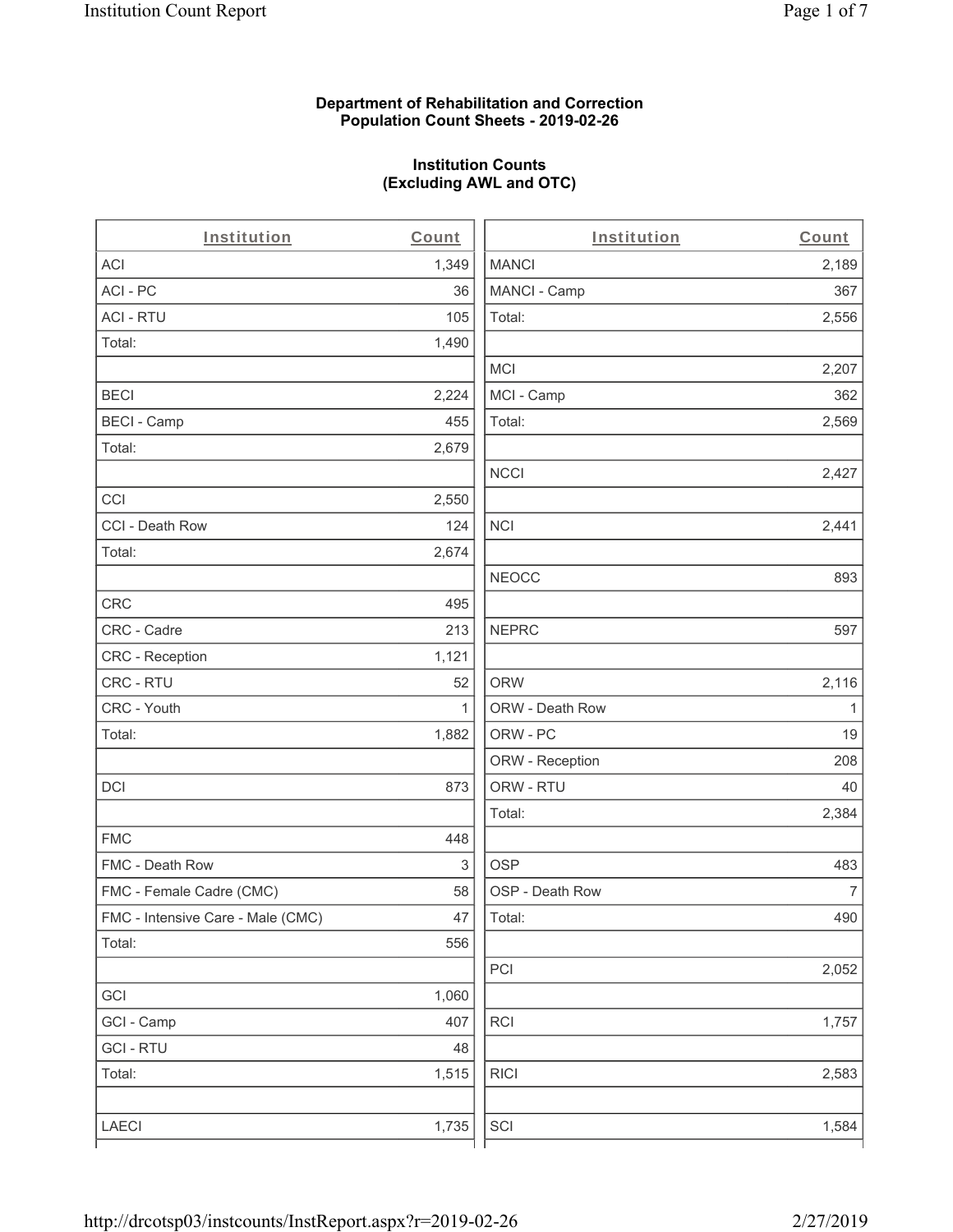**Department of Rehabilitation and Correction**
**Population Count Sheets - 2019-02-26**

**Institution Counts**
**(Excluding AWL and OTC)**

| Institution | Count |
|---|---|
| ACI | 1,349 |
| ACI - PC | 36 |
| ACI - RTU | 105 |
| Total: | 1,490 |
| | |
| BECI | 2,224 |
| BECI - Camp | 455 |
| Total: | 2,679 |
| | |
| CCI | 2,550 |
| CCI - Death Row | 124 |
| Total: | 2,674 |
| | |
| CRC | 495 |
| CRC - Cadre | 213 |
| CRC - Reception | 1,121 |
| CRC - RTU | 52 |
| CRC - Youth | 1 |
| Total: | 1,882 |
| | |
| DCI | 873 |
| | |
| FMC | 448 |
| FMC - Death Row | 3 |
| FMC - Female Cadre (CMC) | 58 |
| FMC - Intensive Care - Male (CMC) | 47 |
| Total: | 556 |
| | |
| GCI | 1,060 |
| GCI - Camp | 407 |
| GCI - RTU | 48 |
| Total: | 1,515 |
| | |
| LAECI | 1,735 |

| Institution | Count |
|---|---|
| MANCI | 2,189 |
| MANCI - Camp | 367 |
| Total: | 2,556 |
| | |
| MCI | 2,207 |
| MCI - Camp | 362 |
| Total: | 2,569 |
| | |
| NCCI | 2,427 |
| | |
| NCI | 2,441 |
| | |
| NEOCC | 893 |
| | |
| NEPRC | 597 |
| | |
| ORW | 2,116 |
| ORW - Death Row | 1 |
| ORW - PC | 19 |
| ORW - Reception | 208 |
| ORW - RTU | 40 |
| Total: | 2,384 |
| | |
| OSP | 483 |
| OSP - Death Row | 7 |
| Total: | 490 |
| | |
| PCI | 2,052 |
| | |
| RCI | 1,757 |
| | |
| RICI | 2,583 |
| | |
| SCI | 1,584 |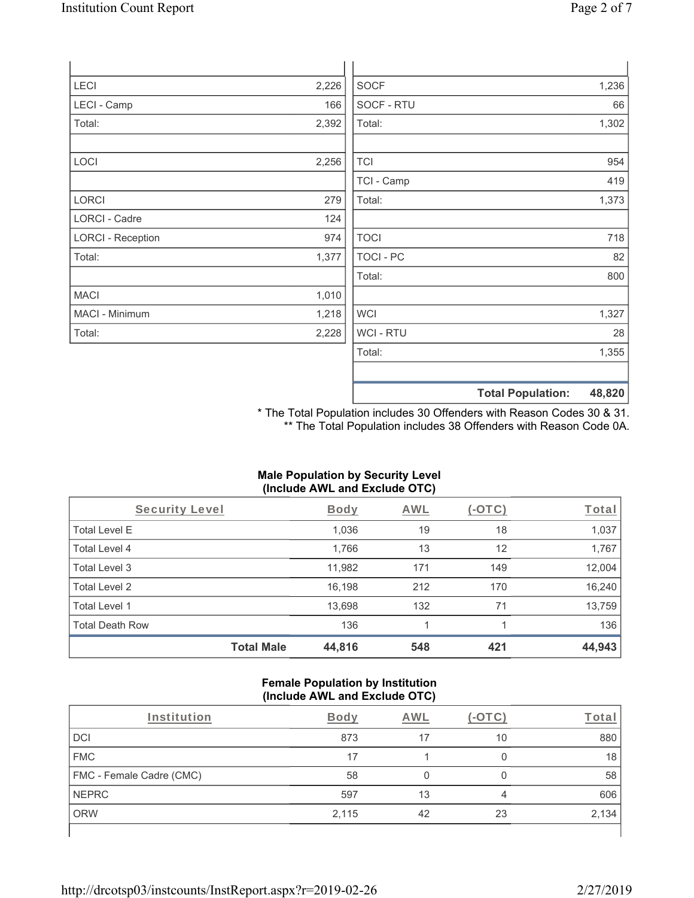| Institution | Count |
|---|---|
| LECI | 2,226 |
| LECI - Camp | 166 |
| Total: | 2,392 |
| | |
| LOCI | 2,256 |
| | |
| LORCI | 279 |
| LORCI - Cadre | 124 |
| LORCI - Reception | 974 |
| Total: | 1,377 |
| | |
| MACI | 1,010 |
| MACI - Minimum | 1,218 |
| Total: | 2,228 |

| Institution | Count |
|---|---|
| SOCF | 1,236 |
| SOCF - RTU | 66 |
| Total: | 1,302 |
| | |
| TCI | 954 |
| TCI - Camp | 419 |
| Total: | 1,373 |
| | |
| TOCI | 718 |
| TOCI - PC | 82 |
| Total: | 800 |
| | |
| WCI | 1,327 |
| WCI - RTU | 28 |
| Total: | 1,355 |
| | |
| **Total Population:** | **48,820** |

\* The Total Population includes 30 Offenders with Reason Codes 30 & 31.
\*\* The Total Population includes 38 Offenders with Reason Code 0A.

**Male Population by Security Level (Include AWL and Exclude OTC)**

| Security Level | Body | AWL | (-OTC) | Total |
|---|---|---|---|---|
| Total Level E | 1,036 | 19 | 18 | 1,037 |
| Total Level 4 | 1,766 | 13 | 12 | 1,767 |
| Total Level 3 | 11,982 | 171 | 149 | 12,004 |
| Total Level 2 | 16,198 | 212 | 170 | 16,240 |
| Total Level 1 | 13,698 | 132 | 71 | 13,759 |
| Total Death Row | 136 | 1 | 1 | 136 |
| **Total Male** | **44,816** | **548** | **421** | **44,943** |

**Female Population by Institution (Include AWL and Exclude OTC)**

| Institution | Body | AWL | (-OTC) | Total |
|---|---|---|---|---|
| DCI | 873 | 17 | 10 | 880 |
| FMC | 17 | 1 | 0 | 18 |
| FMC - Female Cadre (CMC) | 58 | 0 | 0 | 58 |
| NEPRC | 597 | 13 | 4 | 606 |
| ORW | 2,115 | 42 | 23 | 2,134 |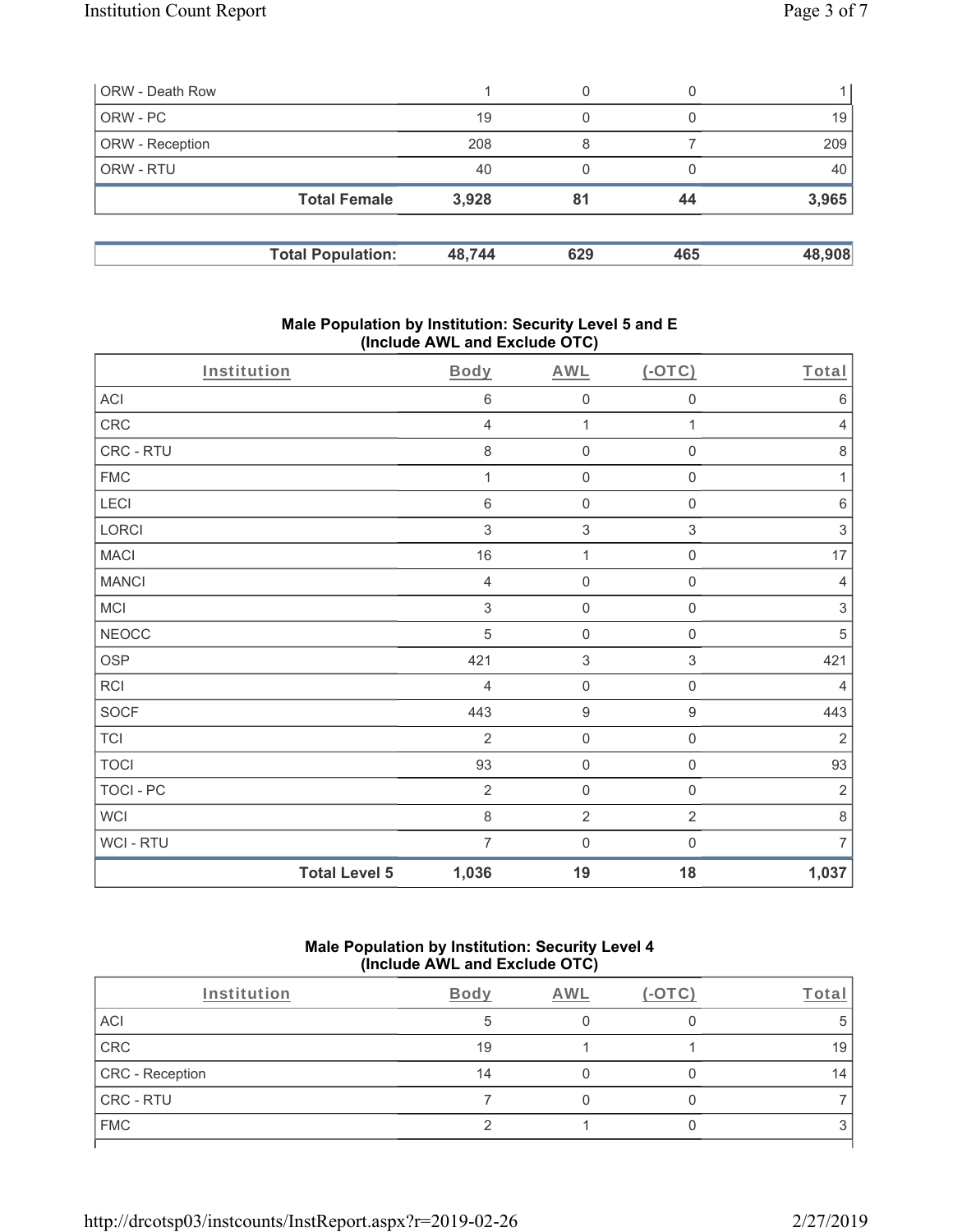| | | | | |
|---|---|---|---|---|
| ORW - Death Row | 1 | 0 | 0 | 1 |
| ORW - PC | 19 | 0 | 0 | 19 |
| ORW - Reception | 208 | 8 | 7 | 209 |
| ORW - RTU | 40 | 0 | 0 | 40 |
| **Total Female** | **3,928** | **81** | **44** | **3,965** |

| | | | | |
|---|---|---|---|---|
| **Total Population:** | **48,744** | **629** | **465** | **48,908** |

## Male Population by Institution: Security Level 5 and E (Include AWL and Exclude OTC)

| Institution | Body | AWL | (-OTC) | Total |
|---|---|---|---|---|
| ACI | 6 | 0 | 0 | 6 |
| CRC | 4 | 1 | 1 | 4 |
| CRC - RTU | 8 | 0 | 0 | 8 |
| FMC | 1 | 0 | 0 | 1 |
| LECI | 6 | 0 | 0 | 6 |
| LORCI | 3 | 3 | 3 | 3 |
| MACI | 16 | 1 | 0 | 17 |
| MANCI | 4 | 0 | 0 | 4 |
| MCI | 3 | 0 | 0 | 3 |
| NEOCC | 5 | 0 | 0 | 5 |
| OSP | 421 | 3 | 3 | 421 |
| RCI | 4 | 0 | 0 | 4 |
| SOCF | 443 | 9 | 9 | 443 |
| TCI | 2 | 0 | 0 | 2 |
| TOCI | 93 | 0 | 0 | 93 |
| TOCI - PC | 2 | 0 | 0 | 2 |
| WCI | 8 | 2 | 2 | 8 |
| WCI - RTU | 7 | 0 | 0 | 7 |
| **Total Level 5** | **1,036** | **19** | **18** | **1,037** |

## Male Population by Institution: Security Level 4 (Include AWL and Exclude OTC)

| Institution | Body | AWL | (-OTC) | Total |
|---|---|---|---|---|
| ACI | 5 | 0 | 0 | 5 |
| CRC | 19 | 1 | 1 | 19 |
| CRC - Reception | 14 | 0 | 0 | 14 |
| CRC - RTU | 7 | 0 | 0 | 7 |
| FMC | 2 | 1 | 0 | 3 |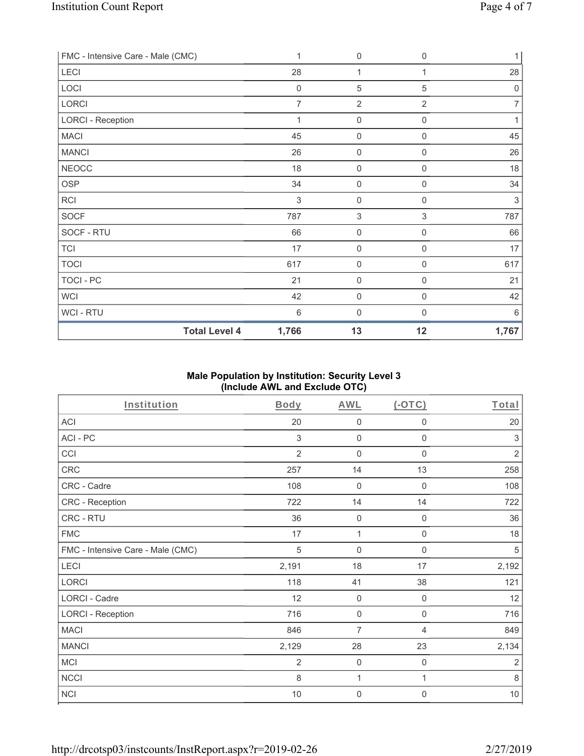| FMC - Intensive Care - Male (CMC) | 1 | 0 | 0 | 1 |
|---|---|---|---|---|
| LECI | 28 | 1 | 1 | 28 |
| LOCI | 0 | 5 | 5 | 0 |
| LORCI | 7 | 2 | 2 | 7 |
| LORCI - Reception | 1 | 0 | 0 | 1 |
| MACI | 45 | 0 | 0 | 45 |
| MANCI | 26 | 0 | 0 | 26 |
| NEOCC | 18 | 0 | 0 | 18 |
| OSP | 34 | 0 | 0 | 34 |
| RCI | 3 | 0 | 0 | 3 |
| SOCF | 787 | 3 | 3 | 787 |
| SOCF - RTU | 66 | 0 | 0 | 66 |
| TCI | 17 | 0 | 0 | 17 |
| TOCI | 617 | 0 | 0 | 617 |
| TOCI - PC | 21 | 0 | 0 | 21 |
| WCI | 42 | 0 | 0 | 42 |
| WCI - RTU | 6 | 0 | 0 | 6 |
| **Total Level 4** | **1,766** | **13** | **12** | **1,767** |

## Male Population by Institution: Security Level 3 (Include AWL and Exclude OTC)

| Institution | Body | AWL | (-OTC) | Total |
|---|---|---|---|---|
| ACI | 20 | 0 | 0 | 20 |
| ACI - PC | 3 | 0 | 0 | 3 |
| CCI | 2 | 0 | 0 | 2 |
| CRC | 257 | 14 | 13 | 258 |
| CRC - Cadre | 108 | 0 | 0 | 108 |
| CRC - Reception | 722 | 14 | 14 | 722 |
| CRC - RTU | 36 | 0 | 0 | 36 |
| FMC | 17 | 1 | 0 | 18 |
| FMC - Intensive Care - Male (CMC) | 5 | 0 | 0 | 5 |
| LECI | 2,191 | 18 | 17 | 2,192 |
| LORCI | 118 | 41 | 38 | 121 |
| LORCI - Cadre | 12 | 0 | 0 | 12 |
| LORCI - Reception | 716 | 0 | 0 | 716 |
| MACI | 846 | 7 | 4 | 849 |
| MANCI | 2,129 | 28 | 23 | 2,134 |
| MCI | 2 | 0 | 0 | 2 |
| NCCI | 8 | 1 | 1 | 8 |
| NCI | 10 | 0 | 0 | 10 |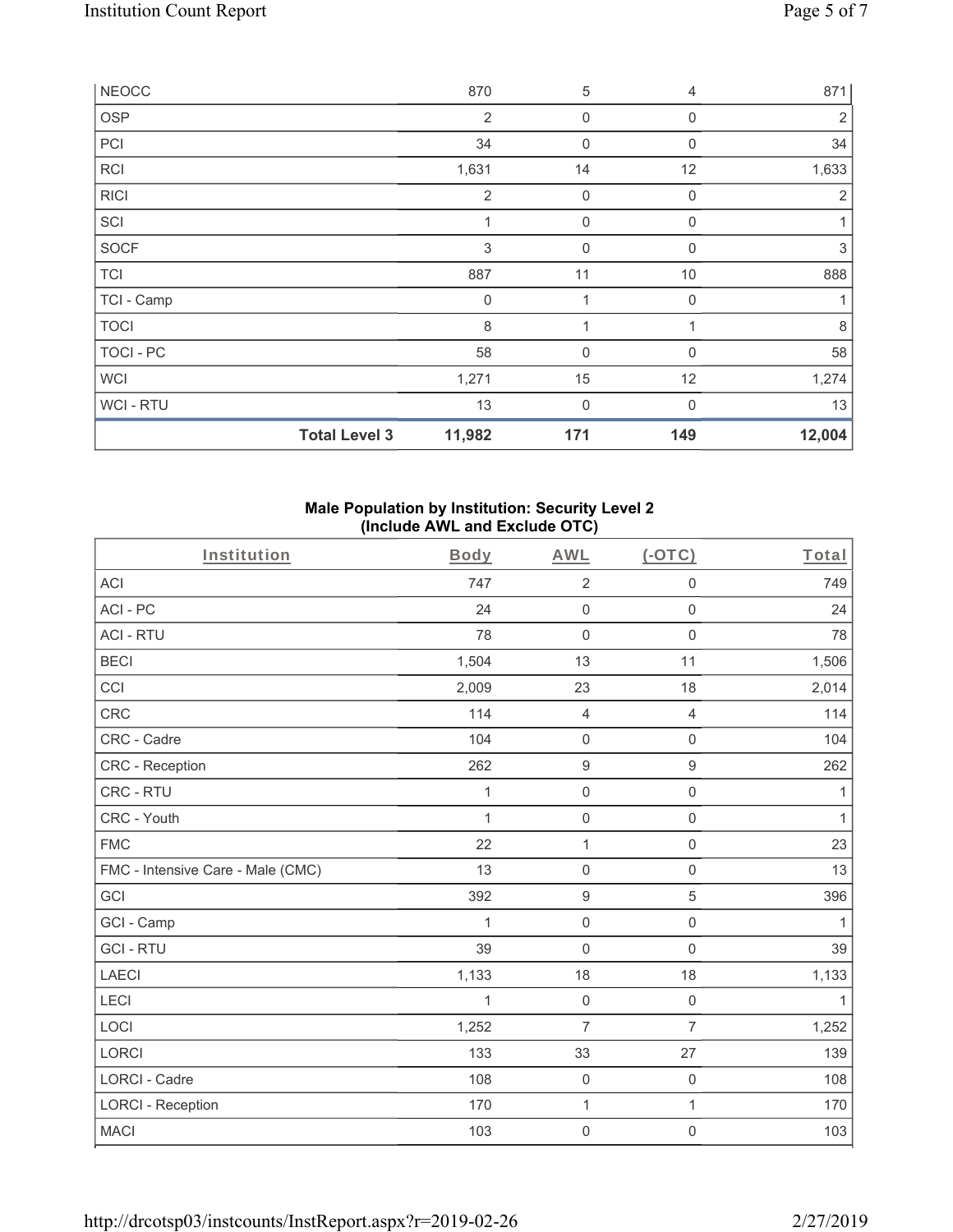| NEOCC | | 870 | 5 | 4 | 871 |
|---|---|---|---|---|---|
| OSP | | 2 | 0 | 0 | 2 |
| PCI | | 34 | 0 | 0 | 34 |
| RCI | | 1,631 | 14 | 12 | 1,633 |
| RICI | | 2 | 0 | 0 | 2 |
| SCI | | 1 | 0 | 0 | 1 |
| SOCF | | 3 | 0 | 0 | 3 |
| TCI | | 887 | 11 | 10 | 888 |
| TCI - Camp | | 0 | 1 | 0 | 1 |
| TOCI | | 8 | 1 | 1 | 8 |
| TOCI - PC | | 58 | 0 | 0 | 58 |
| WCI | | 1,271 | 15 | 12 | 1,274 |
| WCI - RTU | | 13 | 0 | 0 | 13 |
| | **Total Level 3** | **11,982** | **171** | **149** | **12,004** |

### Male Population by Institution: Security Level 2 (Include AWL and Exclude OTC)

| Institution | Body | AWL | (-OTC) | Total |
|---|---|---|---|---|
| ACI | 747 | 2 | 0 | 749 |
| ACI - PC | 24 | 0 | 0 | 24 |
| ACI - RTU | 78 | 0 | 0 | 78 |
| BECI | 1,504 | 13 | 11 | 1,506 |
| CCI | 2,009 | 23 | 18 | 2,014 |
| CRC | 114 | 4 | 4 | 114 |
| CRC - Cadre | 104 | 0 | 0 | 104 |
| CRC - Reception | 262 | 9 | 9 | 262 |
| CRC - RTU | 1 | 0 | 0 | 1 |
| CRC - Youth | 1 | 0 | 0 | 1 |
| FMC | 22 | 1 | 0 | 23 |
| FMC - Intensive Care - Male (CMC) | 13 | 0 | 0 | 13 |
| GCI | 392 | 9 | 5 | 396 |
| GCI - Camp | 1 | 0 | 0 | 1 |
| GCI - RTU | 39 | 0 | 0 | 39 |
| LAECI | 1,133 | 18 | 18 | 1,133 |
| LECI | 1 | 0 | 0 | 1 |
| LOCI | 1,252 | 7 | 7 | 1,252 |
| LORCI | 133 | 33 | 27 | 139 |
| LORCI - Cadre | 108 | 0 | 0 | 108 |
| LORCI - Reception | 170 | 1 | 1 | 170 |
| MACI | 103 | 0 | 0 | 103 |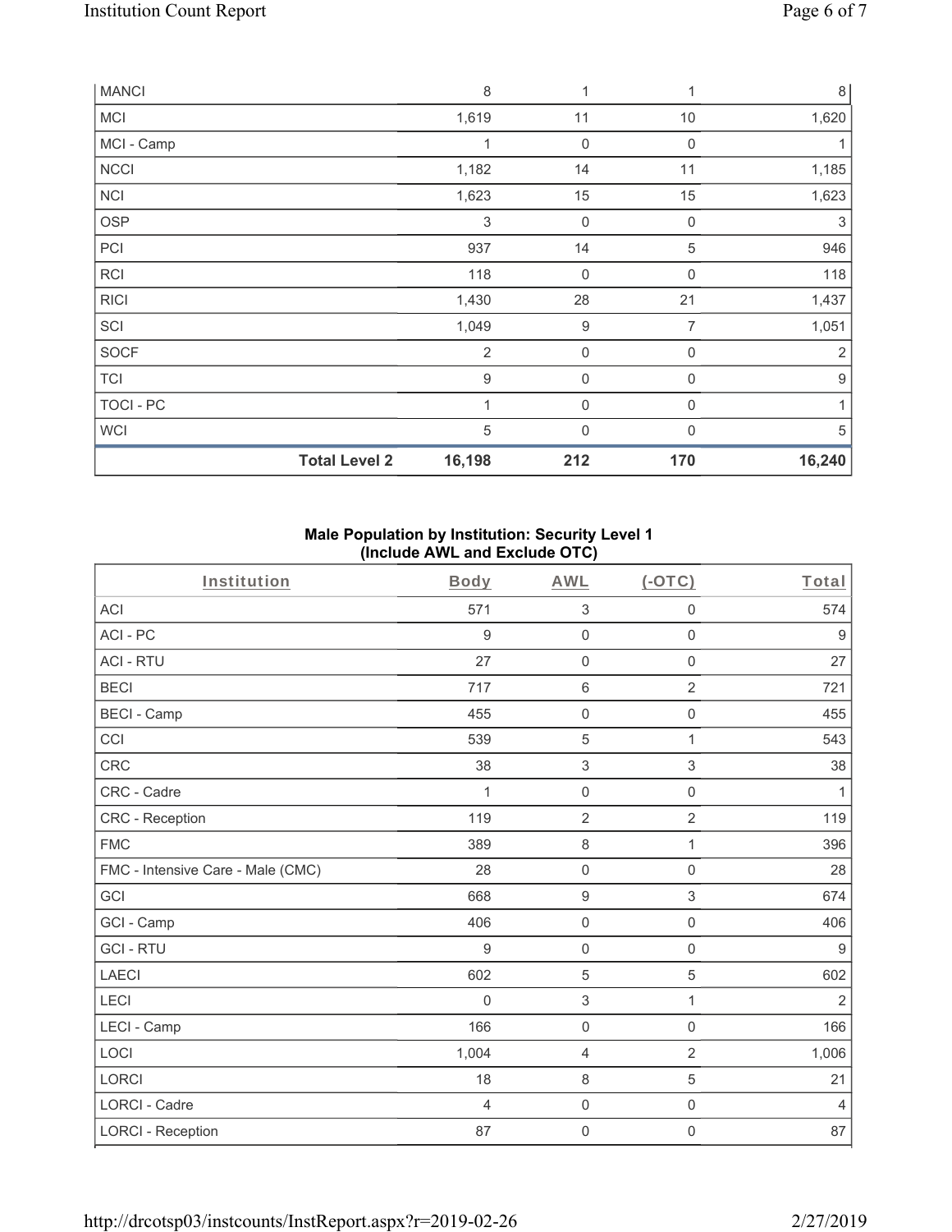| MANCI | | 8 | 1 | 1 | 8 |
|---|---|---|---|---|---|
| MCI | | 1,619 | 11 | 10 | 1,620 |
| MCI - Camp | | 1 | 0 | 0 | 1 |
| NCCI | | 1,182 | 14 | 11 | 1,185 |
| NCI | | 1,623 | 15 | 15 | 1,623 |
| OSP | | 3 | 0 | 0 | 3 |
| PCI | | 937 | 14 | 5 | 946 |
| RCI | | 118 | 0 | 0 | 118 |
| RICI | | 1,430 | 28 | 21 | 1,437 |
| SCI | | 1,049 | 9 | 7 | 1,051 |
| SOCF | | 2 | 0 | 0 | 2 |
| TCI | | 9 | 0 | 0 | 9 |
| TOCI - PC | | 1 | 0 | 0 | 1 |
| WCI | | 5 | 0 | 0 | 5 |
| | **Total Level 2** | **16,198** | **212** | **170** | **16,240** |

**Male Population by Institution: Security Level 1 (Include AWL and Exclude OTC)**

| Institution | Body | AWL | (-OTC) | Total |
|---|---|---|---|---|
| ACI | 571 | 3 | 0 | 574 |
| ACI - PC | 9 | 0 | 0 | 9 |
| ACI - RTU | 27 | 0 | 0 | 27 |
| BECI | 717 | 6 | 2 | 721 |
| BECI - Camp | 455 | 0 | 0 | 455 |
| CCI | 539 | 5 | 1 | 543 |
| CRC | 38 | 3 | 3 | 38 |
| CRC - Cadre | 1 | 0 | 0 | 1 |
| CRC - Reception | 119 | 2 | 2 | 119 |
| FMC | 389 | 8 | 1 | 396 |
| FMC - Intensive Care - Male (CMC) | 28 | 0 | 0 | 28 |
| GCI | 668 | 9 | 3 | 674 |
| GCI - Camp | 406 | 0 | 0 | 406 |
| GCI - RTU | 9 | 0 | 0 | 9 |
| LAECI | 602 | 5 | 5 | 602 |
| LECI | 0 | 3 | 1 | 2 |
| LECI - Camp | 166 | 0 | 0 | 166 |
| LOCI | 1,004 | 4 | 2 | 1,006 |
| LORCI | 18 | 8 | 5 | 21 |
| LORCI - Cadre | 4 | 0 | 0 | 4 |
| LORCI - Reception | 87 | 0 | 0 | 87 |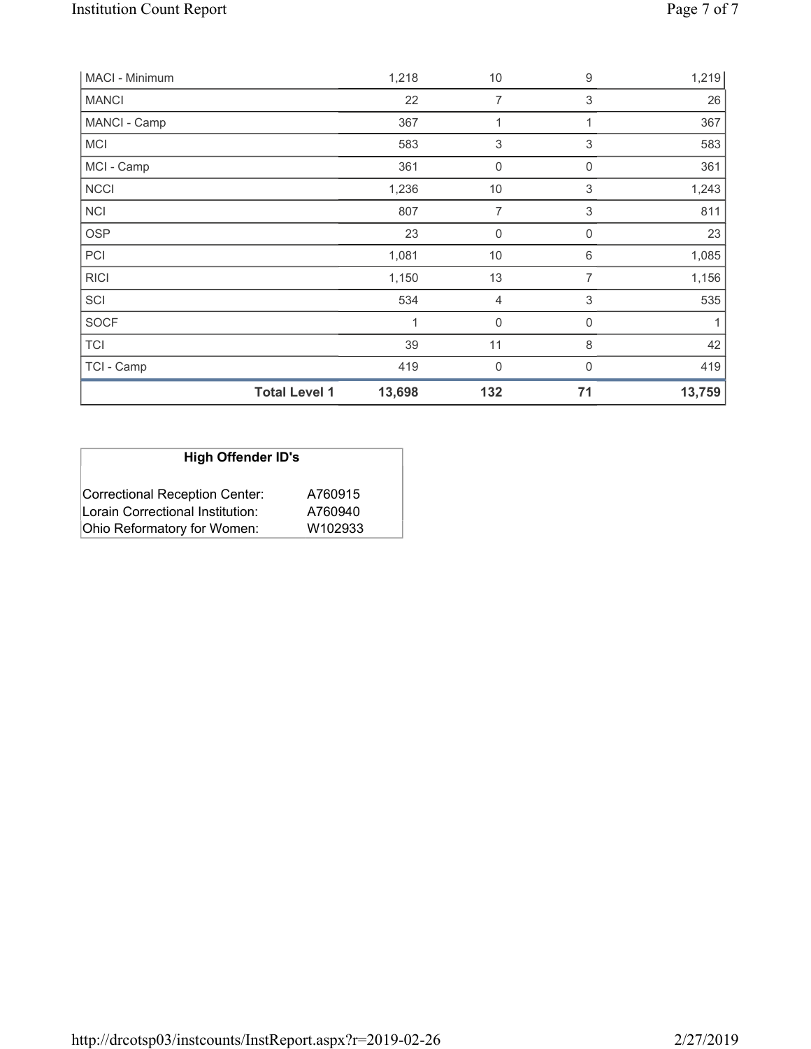| | | | | |
|---|---|---|---|---|
| MACI - Minimum | 1,218 | 10 | 9 | 1,219 |
| MANCI | 22 | 7 | 3 | 26 |
| MANCI - Camp | 367 | 1 | 1 | 367 |
| MCI | 583 | 3 | 3 | 583 |
| MCI - Camp | 361 | 0 | 0 | 361 |
| NCCI | 1,236 | 10 | 3 | 1,243 |
| NCI | 807 | 7 | 3 | 811 |
| OSP | 23 | 0 | 0 | 23 |
| PCI | 1,081 | 10 | 6 | 1,085 |
| RICI | 1,150 | 13 | 7 | 1,156 |
| SCI | 534 | 4 | 3 | 535 |
| SOCF | 1 | 0 | 0 | 1 |
| TCI | 39 | 11 | 8 | 42 |
| TCI - Camp | 419 | 0 | 0 | 419 |
| **Total Level 1** | **13,698** | **132** | **71** | **13,759** |

| High Offender ID's | |
|---|---|
| Correctional Reception Center: | A760915 |
| Lorain Correctional Institution: | A760940 |
| Ohio Reformatory for Women: | W102933 |